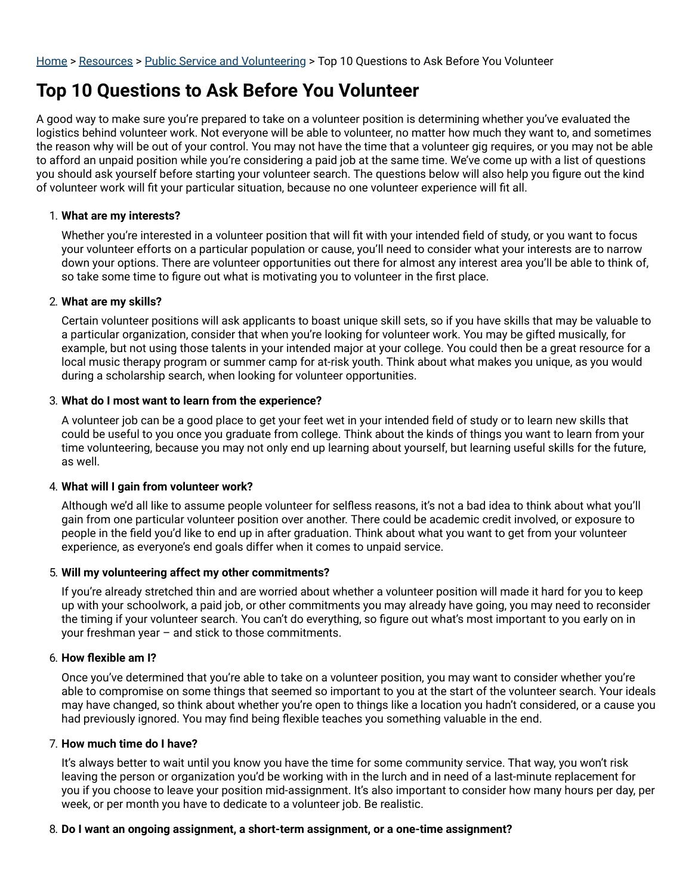Home > Resources > Public Service and Volunteering > Top 10 Questions to Ask Before You Volunteer

# Top 10 Questions to Ask Before You Volunteer

A good way to make sure you're prepared to take on a volunteer position is determining whether you've evaluated the logistics behind volunteer work. Not everyone will be able to volunteer, no matter how much they want to, and sometimes the reason why will be out of your control. You may not have the time that a volunteer gig requires, or you may not be able to afford an unpaid position while you're considering a paid job at the same time. We've come up with a list of questions you should ask yourself before starting your volunteer search. The questions below will also help you figure out the kind of volunteer work will fit your particular situation, because no one volunteer experience will fit all.

1. **What are my interests?**

   Whether you're interested in a volunteer position that will fit with your intended field of study, or you want to focus your volunteer efforts on a particular population or cause, you'll need to consider what your interests are to narrow down your options. There are volunteer opportunities out there for almost any interest area you'll be able to think of, so take some time to figure out what is motivating you to volunteer in the first place.

2. **What are my skills?**

   Certain volunteer positions will ask applicants to boast unique skill sets, so if you have skills that may be valuable to a particular organization, consider that when you're looking for volunteer work. You may be gifted musically, for example, but not using those talents in your intended major at your college. You could then be a great resource for a local music therapy program or summer camp for at-risk youth. Think about what makes you unique, as you would during a scholarship search, when looking for volunteer opportunities.

3. **What do I most want to learn from the experience?**

   A volunteer job can be a good place to get your feet wet in your intended field of study or to learn new skills that could be useful to you once you graduate from college. Think about the kinds of things you want to learn from your time volunteering, because you may not only end up learning about yourself, but learning useful skills for the future, as well.

4. **What will I gain from volunteer work?**

   Although we'd all like to assume people volunteer for selfless reasons, it's not a bad idea to think about what you'll gain from one particular volunteer position over another. There could be academic credit involved, or exposure to people in the field you'd like to end up in after graduation. Think about what you want to get from your volunteer experience, as everyone's end goals differ when it comes to unpaid service.

5. **Will my volunteering affect my other commitments?**

   If you're already stretched thin and are worried about whether a volunteer position will made it hard for you to keep up with your schoolwork, a paid job, or other commitments you may already have going, you may need to reconsider the timing if your volunteer search. You can't do everything, so figure out what's most important to you early on in your freshman year – and stick to those commitments.

6. **How flexible am I?**

   Once you've determined that you're able to take on a volunteer position, you may want to consider whether you're able to compromise on some things that seemed so important to you at the start of the volunteer search. Your ideals may have changed, so think about whether you're open to things like a location you hadn't considered, or a cause you had previously ignored. You may find being flexible teaches you something valuable in the end.

7. **How much time do I have?**

   It's always better to wait until you know you have the time for some community service. That way, you won't risk leaving the person or organization you'd be working with in the lurch and in need of a last-minute replacement for you if you choose to leave your position mid-assignment. It's also important to consider how many hours per day, per week, or per month you have to dedicate to a volunteer job. Be realistic.

8. **Do I want an ongoing assignment, a short-term assignment, or a one-time assignment?**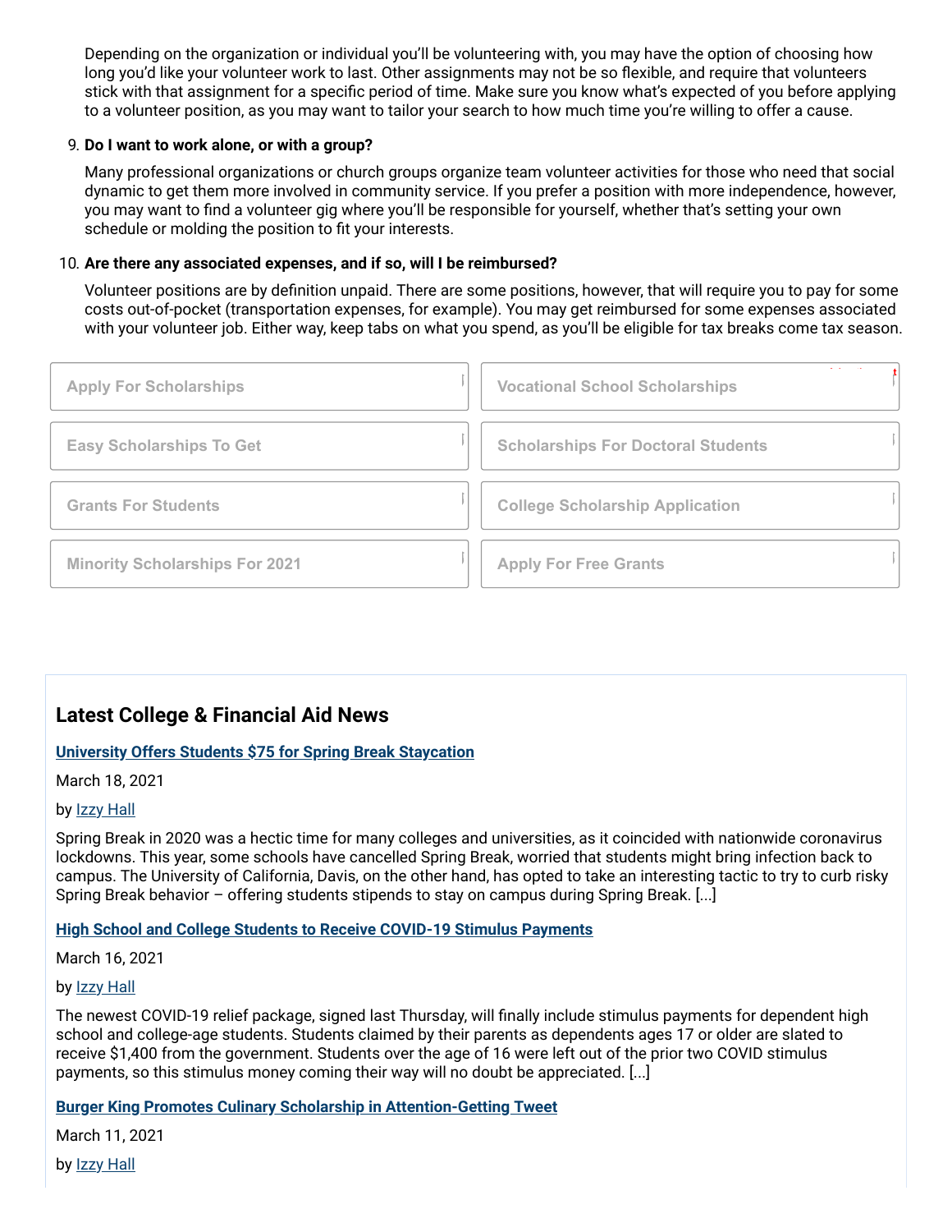Depending on the organization or individual you'll be volunteering with, you may have the option of choosing how long you'd like your volunteer work to last. Other assignments may not be so flexible, and require that volunteers stick with that assignment for a specific period of time. Make sure you know what's expected of you before applying to a volunteer position, as you may want to tailor your search to how much time you're willing to offer a cause.

9. **Do I want to work alone, or with a group?**

   Many professional organizations or church groups organize team volunteer activities for those who need that social dynamic to get them more involved in community service. If you prefer a position with more independence, however, you may want to find a volunteer gig where you'll be responsible for yourself, whether that's setting your own schedule or molding the position to fit your interests.

10. **Are there any associated expenses, and if so, will I be reimbursed?**

    Volunteer positions are by definition unpaid. There are some positions, however, that will require you to pay for some costs out-of-pocket (transportation expenses, for example). You may get reimbursed for some expenses associated with your volunteer job. Either way, keep tabs on what you spend, as you'll be eligible for tax breaks come tax season.

Apply For Scholarships

Vocational School Scholarships

Easy Scholarships To Get

Scholarships For Doctoral Students

Grants For Students

College Scholarship Application

Minority Scholarships For 2021

Apply For Free Grants

## Latest College & Financial Aid News

**University Offers Students $75 for Spring Break Staycation**

March 18, 2021

by Izzy Hall

Spring Break in 2020 was a hectic time for many colleges and universities, as it coincided with nationwide coronavirus lockdowns. This year, some schools have cancelled Spring Break, worried that students might bring infection back to campus. The University of California, Davis, on the other hand, has opted to take an interesting tactic to try to curb risky Spring Break behavior – offering students stipends to stay on campus during Spring Break. [...]

**High School and College Students to Receive COVID-19 Stimulus Payments**

March 16, 2021

by Izzy Hall

The newest COVID-19 relief package, signed last Thursday, will finally include stimulus payments for dependent high school and college-age students. Students claimed by their parents as dependents ages 17 or older are slated to receive $1,400 from the government. Students over the age of 16 were left out of the prior two COVID stimulus payments, so this stimulus money coming their way will no doubt be appreciated. [...]

**Burger King Promotes Culinary Scholarship in Attention-Getting Tweet**

March 11, 2021

by Izzy Hall